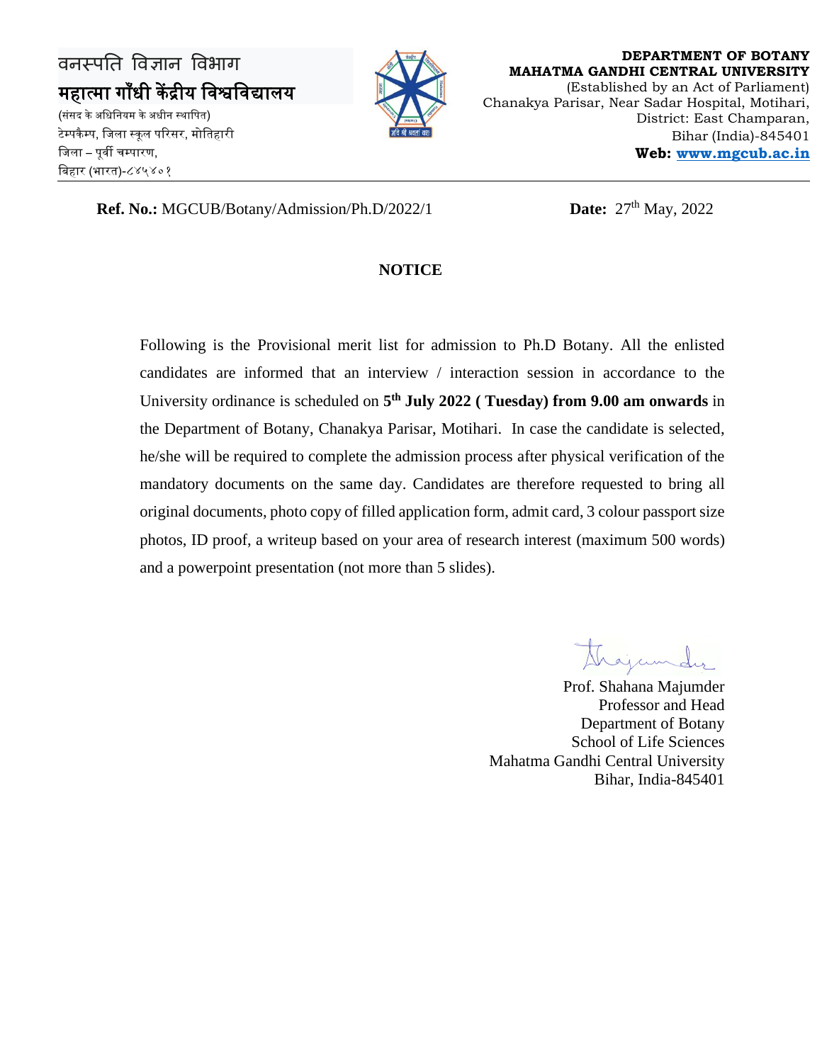वनस्पति विज्ञान विभाग
**महात्मा गाँधी केंद्रीय विश्वविद्यालय**
(संसद के अधिनियम के अधीन स्थापित)
टेम्पकैम्प, जिला स्कूल परिसर, मोतिहारी
जिला – पूर्वी चम्पारण,
बिहार (भारत)-८४५४०१

**DEPARTMENT OF BOTANY**
**MAHATMA GANDHI CENTRAL UNIVERSITY**
(Established by an Act of Parliament)
Chanakya Parisar, Near Sadar Hospital, Motihari,
District: East Champaran,
Bihar (India)-845401
**Web: www.mgcub.ac.in**

---

**Ref. No.:** MGCUB/Botany/Admission/Ph.D/2022/1 **Date:** 27th May, 2022

## NOTICE

Following is the Provisional merit list for admission to Ph.D Botany. All the enlisted candidates are informed that an interview / interaction session in accordance to the University ordinance is scheduled on **5th July 2022 ( Tuesday) from 9.00 am onwards** in the Department of Botany, Chanakya Parisar, Motihari. In case the candidate is selected, he/she will be required to complete the admission process after physical verification of the mandatory documents on the same day. Candidates are therefore requested to bring all original documents, photo copy of filled application form, admit card, 3 colour passport size photos, ID proof, a writeup based on your area of research interest (maximum 500 words) and a powerpoint presentation (not more than 5 slides).

Prof. Shahana Majumder
Professor and Head
Department of Botany
School of Life Sciences
Mahatma Gandhi Central University
Bihar, India-845401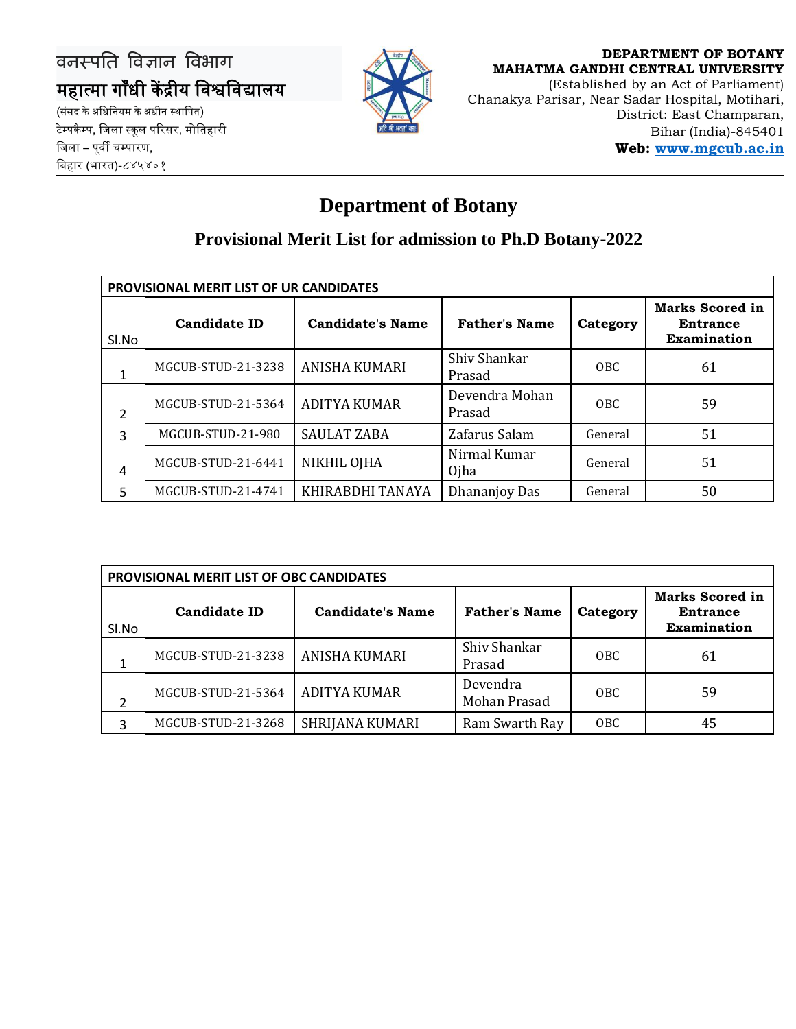वनस्पति विज्ञान विभाग
महात्मा गाँधी केंद्रीय विश्वविद्यालय
(संसद के अधिनियम के अधीन स्थापित)
टेम्पकैम्प, जिला स्कूल परिसर, मोतिहारी
जिला – पूर्वी चम्पारण,
बिहार (भारत)-८४५४०१

**DEPARTMENT OF BOTANY**
**MAHATMA GANDHI CENTRAL UNIVERSITY**
(Established by an Act of Parliament)
Chanakya Parisar, Near Sadar Hospital, Motihari,
District: East Champaran,
Bihar (India)-845401
**Web: www.mgcub.ac.in**

# Department of Botany

## Provisional Merit List for admission to Ph.D Botany-2022

| PROVISIONAL MERIT LIST OF UR CANDIDATES | | | | | |
|---|---|---|---|---|---|
| **Sl.No** | **Candidate ID** | **Candidate's Name** | **Father's Name** | **Category** | **Marks Scored in Entrance Examination** |
| 1 | MGCUB-STUD-21-3238 | ANISHA KUMARI | Shiv Shankar Prasad | OBC | 61 |
| 2 | MGCUB-STUD-21-5364 | ADITYA KUMAR | Devendra Mohan Prasad | OBC | 59 |
| 3 | MGCUB-STUD-21-980 | SAULAT ZABA | Zafarus Salam | General | 51 |
| 4 | MGCUB-STUD-21-6441 | NIKHIL OJHA | Nirmal Kumar Ojha | General | 51 |
| 5 | MGCUB-STUD-21-4741 | KHIRABDHI TANAYA | Dhananjoy Das | General | 50 |

| PROVISIONAL MERIT LIST OF OBC CANDIDATES | | | | | |
|---|---|---|---|---|---|
| **Sl.No** | **Candidate ID** | **Candidate's Name** | **Father's Name** | **Category** | **Marks Scored in Entrance Examination** |
| 1 | MGCUB-STUD-21-3238 | ANISHA KUMARI | Shiv Shankar Prasad | OBC | 61 |
| 2 | MGCUB-STUD-21-5364 | ADITYA KUMAR | Devendra Mohan Prasad | OBC | 59 |
| 3 | MGCUB-STUD-21-3268 | SHRIJANA KUMARI | Ram Swarth Ray | OBC | 45 |